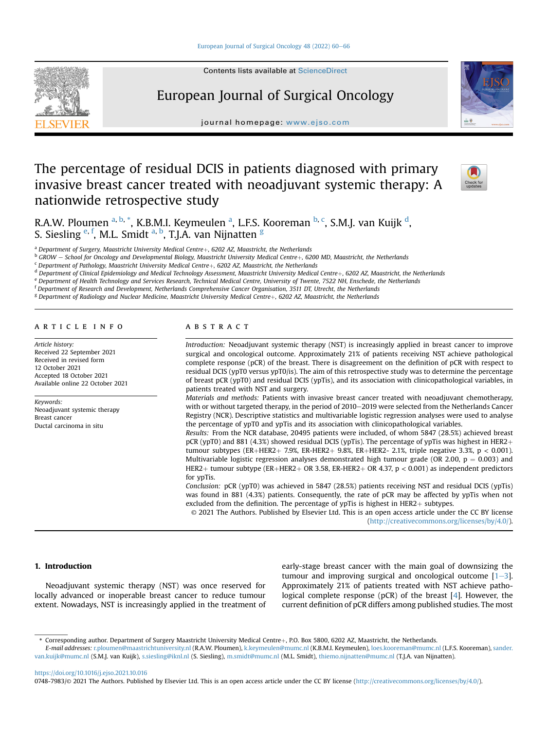# The percentage of residual DCIS in patients diagnosed with primary invasive breast cancer treated with neoadjuvant systemic therapy: A nationwide retrospective study

R.A.W. Ploumen [a, b, *], K.B.M.I. Keymeulen [a], L.F.S. Kooreman [b, c], S.M.J. van Kuijk [d], S. Siesling [e, f], M.L. Smidt [a, b], T.J.A. van Nijnatten [g]

[a] Department of Surgery, Maastricht University Medical Centre+, 6202 AZ, Maastricht, the Netherlands
[b] GROW – School for Oncology and Developmental Biology, Maastricht University Medical Centre+, 6200 MD, Maastricht, the Netherlands
[c] Department of Pathology, Maastricht University Medical Centre+, 6202 AZ, Maastricht, the Netherlands
[d] Department of Clinical Epidemiology and Medical Technology Assessment, Maastricht University Medical Centre+, 6202 AZ, Maastricht, the Netherlands
[e] Department of Health Technology and Services Research, Technical Medical Centre, University of Twente, 7522 NH, Enschede, the Netherlands
[f] Department of Research and Development, Netherlands Comprehensive Cancer Organisation, 3511 DT, Utrecht, the Netherlands
[g] Department of Radiology and Nuclear Medicine, Maastricht University Medical Centre+, 6202 AZ, Maastricht, the Netherlands

## ARTICLE INFO

*Article history:*
Received 22 September 2021
Received in revised form
12 October 2021
Accepted 18 October 2021
Available online 22 October 2021

*Keywords:*
Neoadjuvant systemic therapy
Breast cancer
Ductal carcinoma in situ

## ABSTRACT

*Introduction:* Neoadjuvant systemic therapy (NST) is increasingly applied in breast cancer to improve surgical and oncological outcome. Approximately 21% of patients receiving NST achieve pathological complete response (pCR) of the breast. There is disagreement on the definition of pCR with respect to residual DCIS (ypT0 versus ypT0/is). The aim of this retrospective study was to determine the percentage of breast pCR (ypT0) and residual DCIS (ypTis), and its association with clinicopathological variables, in patients treated with NST and surgery.

*Materials and methods:* Patients with invasive breast cancer treated with neoadjuvant chemotherapy, with or without targeted therapy, in the period of 2010–2019 were selected from the Netherlands Cancer Registry (NCR). Descriptive statistics and multivariable logistic regression analyses were used to analyse the percentage of ypT0 and ypTis and its association with clinicopathological variables.

*Results:* From the NCR database, 20495 patients were included, of whom 5847 (28.5%) achieved breast pCR (ypT0) and 881 (4.3%) showed residual DCIS (ypTis). The percentage of ypTis was highest in HER2+ tumour subtypes (ER+HER2+ 7.9%, ER-HER2+ 9.8%, ER+HER2- 2.1%, triple negative 3.3%, $p < 0.001$). Multivariable logistic regression analyses demonstrated high tumour grade (OR 2.00, $p = 0.003$) and HER2+ tumour subtype (ER+HER2+ OR 3.58, ER-HER2+ OR 4.37, $p < 0.001$) as independent predictors for ypTis.

*Conclusion:* pCR (ypT0) was achieved in 5847 (28.5%) patients receiving NST and residual DCIS (ypTis) was found in 881 (4.3%) patients. Consequently, the rate of pCR may be affected by ypTis when not excluded from the definition. The percentage of ypTis is highest in HER2+ subtypes.

© 2021 The Authors. Published by Elsevier Ltd. This is an open access article under the CC BY license (http://creativecommons.org/licenses/by/4.0/).

## 1. Introduction

Neoadjuvant systemic therapy (NST) was once reserved for locally advanced or inoperable breast cancer to reduce tumour extent. Nowadays, NST is increasingly applied in the treatment of early-stage breast cancer with the main goal of downsizing the tumour and improving surgical and oncological outcome [1–3]. Approximately 21% of patients treated with NST achieve pathological complete response (pCR) of the breast [4]. However, the current definition of pCR differs among published studies. The most

* Corresponding author. Department of Surgery Maastricht University Medical Centre+, P.O. Box 5800, 6202 AZ, Maastricht, the Netherlands.
*E-mail addresses:* r.ploumen@maastrichtuniversity.nl (R.A.W. Ploumen), k.keymeulen@mumc.nl (K.B.M.I. Keymeulen), loes.kooreman@mumc.nl (L.F.S. Kooreman), sander.van.kuijk@mumc.nl (S.M.J. van Kuijk), s.siesling@iknl.nl (S. Siesling), m.smidt@mumc.nl (M.L. Smidt), thiemo.nijnatten@mumc.nl (T.J.A. van Nijnatten).

https://doi.org/10.1016/j.ejso.2021.10.016
0748-7983/© 2021 The Authors. Published by Elsevier Ltd. This is an open access article under the CC BY license (http://creativecommons.org/licenses/by/4.0/).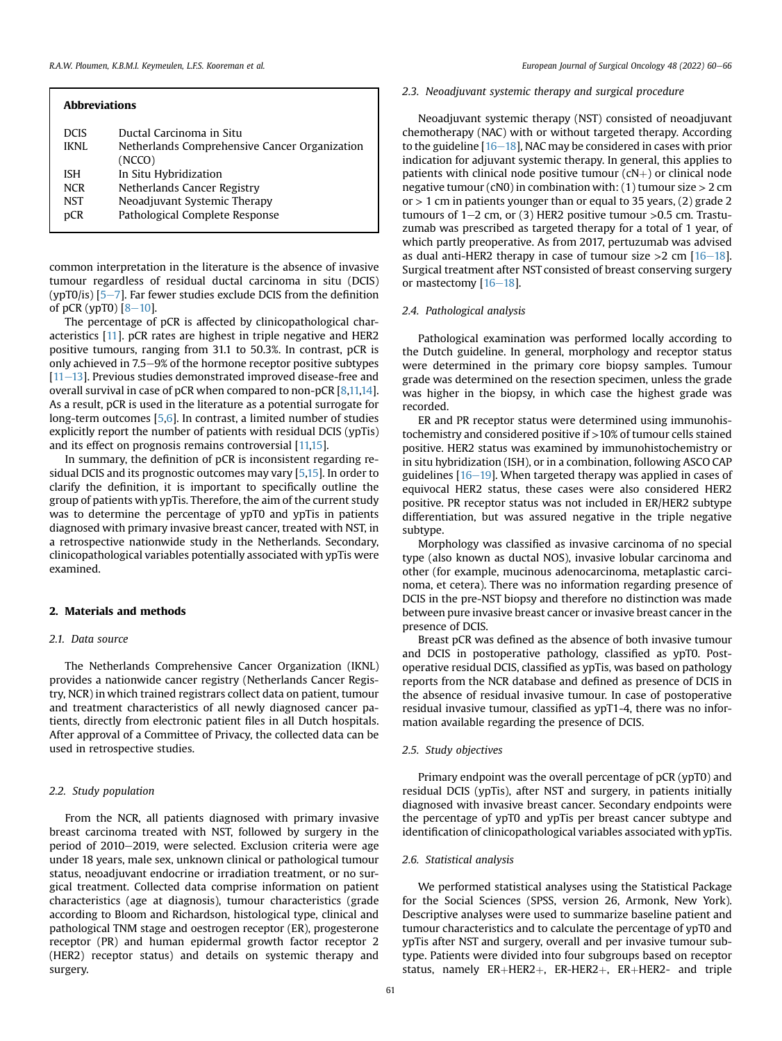**Abbreviations**

| | |
|---|---|
| DCIS | Ductal Carcinoma in Situ |
| IKNL | Netherlands Comprehensive Cancer Organization (NCCO) |
| ISH | In Situ Hybridization |
| NCR | Netherlands Cancer Registry |
| NST | Neoadjuvant Systemic Therapy |
| pCR | Pathological Complete Response |

common interpretation in the literature is the absence of invasive tumour regardless of residual ductal carcinoma in situ (DCIS) (ypT0/is) [5–7]. Far fewer studies exclude DCIS from the definition of pCR (ypT0) [8–10].

The percentage of pCR is affected by clinicopathological characteristics [11]. pCR rates are highest in triple negative and HER2 positive tumours, ranging from 31.1 to 50.3%. In contrast, pCR is only achieved in 7.5–9% of the hormone receptor positive subtypes [11–13]. Previous studies demonstrated improved disease-free and overall survival in case of pCR when compared to non-pCR [8,11,14]. As a result, pCR is used in the literature as a potential surrogate for long-term outcomes [5,6]. In contrast, a limited number of studies explicitly report the number of patients with residual DCIS (ypTis) and its effect on prognosis remains controversial [11,15].

In summary, the definition of pCR is inconsistent regarding residual DCIS and its prognostic outcomes may vary [5,15]. In order to clarify the definition, it is important to specifically outline the group of patients with ypTis. Therefore, the aim of the current study was to determine the percentage of ypT0 and ypTis in patients diagnosed with primary invasive breast cancer, treated with NST, in a retrospective nationwide study in the Netherlands. Secondary, clinicopathological variables potentially associated with ypTis were examined.

## 2. Materials and methods

### 2.1. Data source

The Netherlands Comprehensive Cancer Organization (IKNL) provides a nationwide cancer registry (Netherlands Cancer Registry, NCR) in which trained registrars collect data on patient, tumour and treatment characteristics of all newly diagnosed cancer patients, directly from electronic patient files in all Dutch hospitals. After approval of a Committee of Privacy, the collected data can be used in retrospective studies.

### 2.2. Study population

From the NCR, all patients diagnosed with primary invasive breast carcinoma treated with NST, followed by surgery in the period of 2010–2019, were selected. Exclusion criteria were age under 18 years, male sex, unknown clinical or pathological tumour status, neoadjuvant endocrine or irradiation treatment, or no surgical treatment. Collected data comprise information on patient characteristics (age at diagnosis), tumour characteristics (grade according to Bloom and Richardson, histological type, clinical and pathological TNM stage and oestrogen receptor (ER), progesterone receptor (PR) and human epidermal growth factor receptor 2 (HER2) receptor status) and details on systemic therapy and surgery.

### 2.3. Neoadjuvant systemic therapy and surgical procedure

Neoadjuvant systemic therapy (NST) consisted of neoadjuvant chemotherapy (NAC) with or without targeted therapy. According to the guideline [16–18], NAC may be considered in cases with prior indication for adjuvant systemic therapy. In general, this applies to patients with clinical node positive tumour (cN+) or clinical node negative tumour (cN0) in combination with: (1) tumour size > 2 cm or > 1 cm in patients younger than or equal to 35 years, (2) grade 2 tumours of 1–2 cm, or (3) HER2 positive tumour >0.5 cm. Trastuzumab was prescribed as targeted therapy for a total of 1 year, of which partly preoperative. As from 2017, pertuzumab was advised as dual anti-HER2 therapy in case of tumour size >2 cm [16–18]. Surgical treatment after NST consisted of breast conserving surgery or mastectomy [16–18].

### 2.4. Pathological analysis

Pathological examination was performed locally according to the Dutch guideline. In general, morphology and receptor status were determined in the primary core biopsy samples. Tumour grade was determined on the resection specimen, unless the grade was higher in the biopsy, in which case the highest grade was recorded.

ER and PR receptor status were determined using immunohistochemistry and considered positive if >10% of tumour cells stained positive. HER2 status was examined by immunohistochemistry or in situ hybridization (ISH), or in a combination, following ASCO CAP guidelines [16–19]. When targeted therapy was applied in cases of equivocal HER2 status, these cases were also considered HER2 positive. PR receptor status was not included in ER/HER2 subtype differentiation, but was assured negative in the triple negative subtype.

Morphology was classified as invasive carcinoma of no special type (also known as ductal NOS), invasive lobular carcinoma and other (for example, mucinous adenocarcinoma, metaplastic carcinoma, et cetera). There was no information regarding presence of DCIS in the pre-NST biopsy and therefore no distinction was made between pure invasive breast cancer or invasive breast cancer in the presence of DCIS.

Breast pCR was defined as the absence of both invasive tumour and DCIS in postoperative pathology, classified as ypT0. Postoperative residual DCIS, classified as ypTis, was based on pathology reports from the NCR database and defined as presence of DCIS in the absence of residual invasive tumour. In case of postoperative residual invasive tumour, classified as ypT1-4, there was no information available regarding the presence of DCIS.

### 2.5. Study objectives

Primary endpoint was the overall percentage of pCR (ypT0) and residual DCIS (ypTis), after NST and surgery, in patients initially diagnosed with invasive breast cancer. Secondary endpoints were the percentage of ypT0 and ypTis per breast cancer subtype and identification of clinicopathological variables associated with ypTis.

### 2.6. Statistical analysis

We performed statistical analyses using the Statistical Package for the Social Sciences (SPSS, version 26, Armonk, New York). Descriptive analyses were used to summarize baseline patient and tumour characteristics and to calculate the percentage of ypT0 and ypTis after NST and surgery, overall and per invasive tumour subtype. Patients were divided into four subgroups based on receptor status, namely ER+HER2+, ER-HER2+, ER+HER2- and triple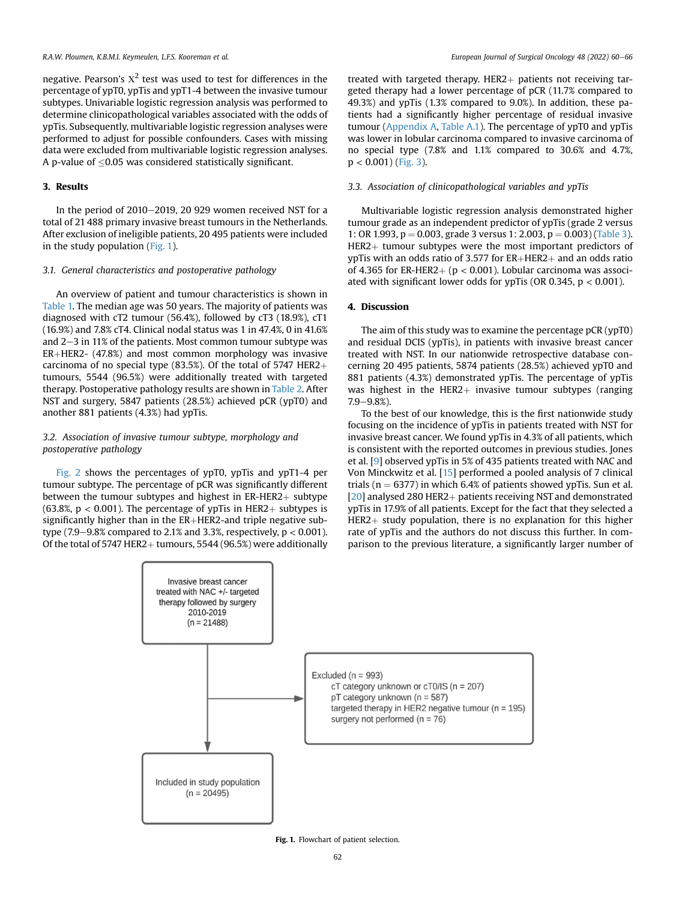negative. Pearson's $X^2$ test was used to test for differences in the percentage of ypT0, ypTis and ypT1-4 between the invasive tumour subtypes. Univariable logistic regression analysis was performed to determine clinicopathological variables associated with the odds of ypTis. Subsequently, multivariable logistic regression analyses were performed to adjust for possible confounders. Cases with missing data were excluded from multivariable logistic regression analyses. A p-value of $\leq 0.05$ was considered statistically significant.

## 3. Results

In the period of 2010–2019, 20 929 women received NST for a total of 21 488 primary invasive breast tumours in the Netherlands. After exclusion of ineligible patients, 20 495 patients were included in the study population (Fig. 1).

### 3.1. General characteristics and postoperative pathology

An overview of patient and tumour characteristics is shown in Table 1. The median age was 50 years. The majority of patients was diagnosed with cT2 tumour (56.4%), followed by cT3 (18.9%), cT1 (16.9%) and 7.8% cT4. Clinical nodal status was 1 in 47.4%, 0 in 41.6% and 2–3 in 11% of the patients. Most common tumour subtype was ER+HER2- (47.8%) and most common morphology was invasive carcinoma of no special type (83.5%). Of the total of 5747 HER2+ tumours, 5544 (96.5%) were additionally treated with targeted therapy. Postoperative pathology results are shown in Table 2. After NST and surgery, 5847 patients (28.5%) achieved pCR (ypT0) and another 881 patients (4.3%) had ypTis.

### 3.2. Association of invasive tumour subtype, morphology and postoperative pathology

Fig. 2 shows the percentages of ypT0, ypTis and ypT1-4 per tumour subtype. The percentage of pCR was significantly different between the tumour subtypes and highest in ER-HER2+ subtype (63.8%, $p < 0.001$). The percentage of ypTis in HER2+ subtypes is significantly higher than in the ER+HER2-and triple negative subtype (7.9–9.8% compared to 2.1% and 3.3%, respectively, $p < 0.001$). Of the total of 5747 HER2+ tumours, 5544 (96.5%) were additionally treated with targeted therapy. HER2+ patients not receiving targeted therapy had a lower percentage of pCR (11.7% compared to 49.3%) and ypTis (1.3% compared to 9.0%). In addition, these patients had a significantly higher percentage of residual invasive tumour (Appendix A, Table A.1). The percentage of ypT0 and ypTis was lower in lobular carcinoma compared to invasive carcinoma of no special type (7.8% and 1.1% compared to 30.6% and 4.7%, $p < 0.001$) (Fig. 3).

### 3.3. Association of clinicopathological variables and ypTis

Multivariable logistic regression analysis demonstrated higher tumour grade as an independent predictor of ypTis (grade 2 versus 1: OR 1.993, $p = 0.003$, grade 3 versus 1: 2.003, $p = 0.003$) (Table 3). HER2+ tumour subtypes were the most important predictors of ypTis with an odds ratio of 3.577 for ER+HER2+ and an odds ratio of 4.365 for ER-HER2+ ($p < 0.001$). Lobular carcinoma was associated with significant lower odds for ypTis (OR 0.345, $p < 0.001$).

## 4. Discussion

The aim of this study was to examine the percentage pCR (ypT0) and residual DCIS (ypTis), in patients with invasive breast cancer treated with NST. In our nationwide retrospective database concerning 20 495 patients, 5874 patients (28.5%) achieved ypT0 and 881 patients (4.3%) demonstrated ypTis. The percentage of ypTis was highest in the HER2+ invasive tumour subtypes (ranging 7.9–9.8%).

To the best of our knowledge, this is the first nationwide study focusing on the incidence of ypTis in patients treated with NST for invasive breast cancer. We found ypTis in 4.3% of all patients, which is consistent with the reported outcomes in previous studies. Jones et al. [9] observed ypTis in 5% of 435 patients treated with NAC and Von Minckwitz et al. [15] performed a pooled analysis of 7 clinical trials (n = 6377) in which 6.4% of patients showed ypTis. Sun et al. [20] analysed 280 HER2+ patients receiving NST and demonstrated ypTis in 17.9% of all patients. Except for the fact that they selected a HER2+ study population, there is no explanation for this higher rate of ypTis and the authors do not discuss this further. In comparison to the previous literature, a significantly larger number of

Invasive breast cancer treated with NAC +/- targeted therapy followed by surgery 2010-2019 (n = 21488)

Excluded (n = 993)
- cT category unknown or cT0/IS (n = 207)
- pT category unknown (n = 587)
- targeted therapy in HER2 negative tumour (n = 195)
- surgery not performed (n = 76)

Included in study population (n = 20495)

**Fig. 1.** Flowchart of patient selection.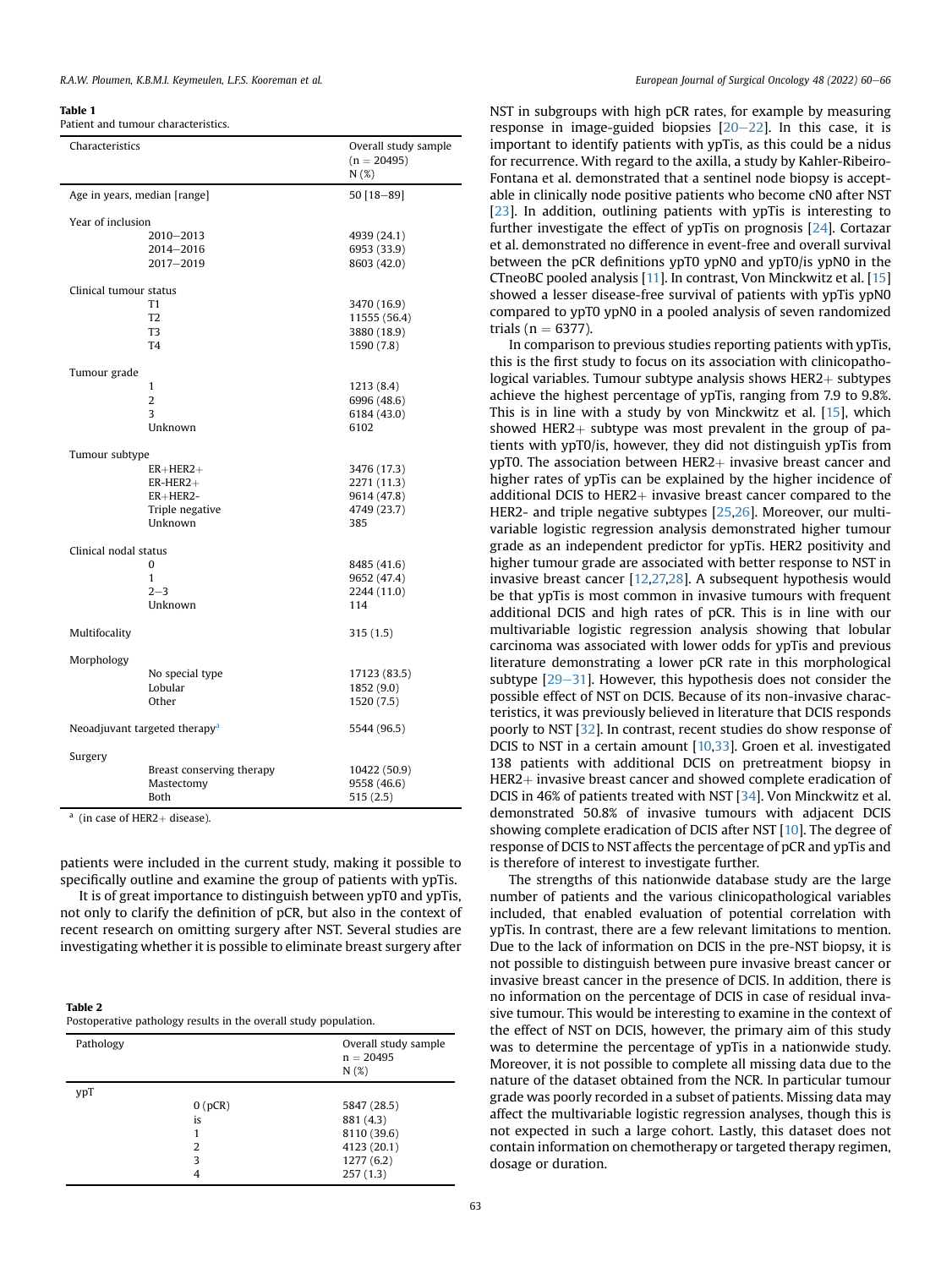**Table 1**
Patient and tumour characteristics.

| Characteristics | | Overall study sample (n = 20495) N (%) |
|---|---|---|
| Age in years, median [range] | | 50 [18–89] |
| Year of inclusion | | |
| | 2010–2013 | 4939 (24.1) |
| | 2014–2016 | 6953 (33.9) |
| | 2017–2019 | 8603 (42.0) |
| Clinical tumour status | | |
| | T1 | 3470 (16.9) |
| | T2 | 11555 (56.4) |
| | T3 | 3880 (18.9) |
| | T4 | 1590 (7.8) |
| Tumour grade | | |
| | 1 | 1213 (8.4) |
| | 2 | 6996 (48.6) |
| | 3 | 6184 (43.0) |
| | Unknown | 6102 |
| Tumour subtype | | |
| | ER+HER2+ | 3476 (17.3) |
| | ER-HER2+ | 2271 (11.3) |
| | ER+HER2- | 9614 (47.8) |
| | Triple negative | 4749 (23.7) |
| | Unknown | 385 |
| Clinical nodal status | | |
| | 0 | 8485 (41.6) |
| | 1 | 9652 (47.4) |
| | 2–3 | 2244 (11.0) |
| | Unknown | 114 |
| Multifocality | | 315 (1.5) |
| Morphology | | |
| | No special type | 17123 (83.5) |
| | Lobular | 1852 (9.0) |
| | Other | 1520 (7.5) |
| Neoadjuvant targeted therapy[a] | | 5544 (96.5) |
| Surgery | | |
| | Breast conserving therapy | 10422 (50.9) |
| | Mastectomy | 9558 (46.6) |
| | Both | 515 (2.5) |

[a] (in case of HER2+ disease).

patients were included in the current study, making it possible to specifically outline and examine the group of patients with ypTis.

It is of great importance to distinguish between ypT0 and ypTis, not only to clarify the definition of pCR, but also in the context of recent research on omitting surgery after NST. Several studies are investigating whether it is possible to eliminate breast surgery after NST in subgroups with high pCR rates, for example by measuring response in image-guided biopsies [20–22]. In this case, it is important to identify patients with ypTis, as this could be a nidus for recurrence. With regard to the axilla, a study by Kahler-Ribeiro-Fontana et al. demonstrated that a sentinel node biopsy is acceptable in clinically node positive patients who become cN0 after NST [23]. In addition, outlining patients with ypTis is interesting to further investigate the effect of ypTis on prognosis [24]. Cortazar et al. demonstrated no difference in event-free and overall survival between the pCR definitions ypT0 ypN0 and ypT0/is ypN0 in the CTneoBC pooled analysis [11]. In contrast, Von Minckwitz et al. [15] showed a lesser disease-free survival of patients with ypTis ypN0 compared to ypT0 ypN0 in a pooled analysis of seven randomized trials (n = 6377).

In comparison to previous studies reporting patients with ypTis, this is the first study to focus on its association with clinicopathological variables. Tumour subtype analysis shows HER2+ subtypes achieve the highest percentage of ypTis, ranging from 7.9 to 9.8%. This is in line with a study by von Minckwitz et al. [15], which showed HER2+ subtype was most prevalent in the group of patients with ypT0/is, however, they did not distinguish ypTis from ypT0. The association between HER2+ invasive breast cancer and higher rates of ypTis can be explained by the higher incidence of additional DCIS to HER2+ invasive breast cancer compared to the HER2- and triple negative subtypes [25,26]. Moreover, our multivariable logistic regression analysis demonstrated higher tumour grade as an independent predictor for ypTis. HER2 positivity and higher tumour grade are associated with better response to NST in invasive breast cancer [12,27,28]. A subsequent hypothesis would be that ypTis is most common in invasive tumours with frequent additional DCIS and high rates of pCR. This is in line with our multivariable logistic regression analysis showing that lobular carcinoma was associated with lower odds for ypTis and previous literature demonstrating a lower pCR rate in this morphological subtype [29–31]. However, this hypothesis does not consider the possible effect of NST on DCIS. Because of its non-invasive characteristics, it was previously believed in literature that DCIS responds poorly to NST [32]. In contrast, recent studies do show response of DCIS to NST in a certain amount [10,33]. Groen et al. investigated 138 patients with additional DCIS on pretreatment biopsy in HER2+ invasive breast cancer and showed complete eradication of DCIS in 46% of patients treated with NST [34]. Von Minckwitz et al. demonstrated 50.8% of invasive tumours with adjacent DCIS showing complete eradication of DCIS after NST [10]. The degree of response of DCIS to NST affects the percentage of pCR and ypTis and is therefore of interest to investigate further.

The strengths of this nationwide database study are the large number of patients and the various clinicopathological variables included, that enabled evaluation of potential correlation with ypTis. In contrast, there are a few relevant limitations to mention. Due to the lack of information on DCIS in the pre-NST biopsy, it is not possible to distinguish between pure invasive breast cancer or invasive breast cancer in the presence of DCIS. In addition, there is no information on the percentage of DCIS in case of residual invasive tumour. This would be interesting to examine in the context of the effect of NST on DCIS, however, the primary aim of this study was to determine the percentage of ypTis in a nationwide study. Moreover, it is not possible to complete all missing data due to the nature of the dataset obtained from the NCR. In particular tumour grade was poorly recorded in a subset of patients. Missing data may affect the multivariable logistic regression analyses, though this is not expected in such a large cohort. Lastly, this dataset does not contain information on chemotherapy or targeted therapy regimen, dosage or duration.

**Table 2**
Postoperative pathology results in the overall study population.

| Pathology | | Overall study sample n = 20495 N (%) |
|---|---|---|
| ypT | | |
| | 0 (pCR) | 5847 (28.5) |
| | is | 881 (4.3) |
| | 1 | 8110 (39.6) |
| | 2 | 4123 (20.1) |
| | 3 | 1277 (6.2) |
| | 4 | 257 (1.3) |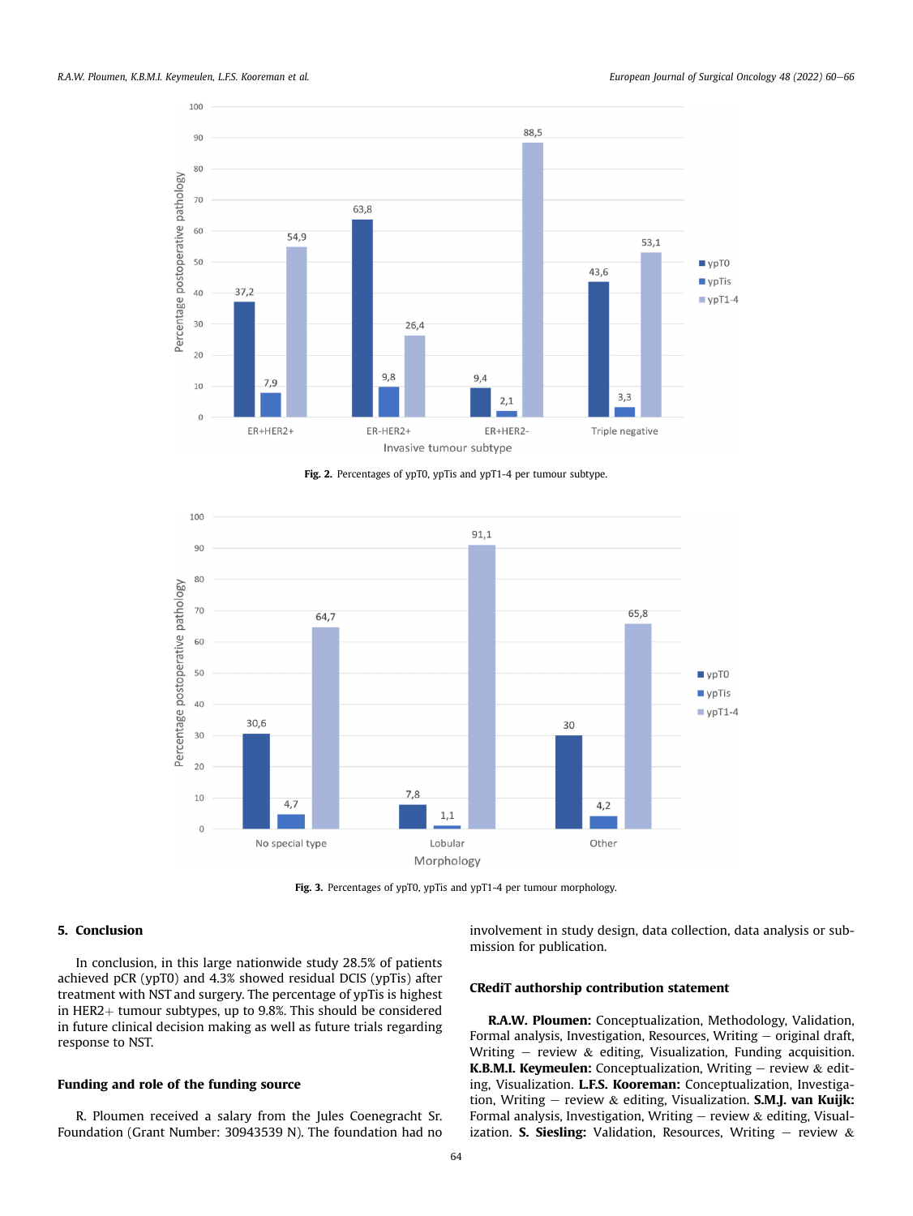Fig. 2. Percentages of ypT0, ypTis and ypT1-4 per tumour subtype.

Fig. 3. Percentages of ypT0, ypTis and ypT1-4 per tumour morphology.

## 5. Conclusion

In conclusion, in this large nationwide study 28.5% of patients achieved pCR (ypT0) and 4.3% showed residual DCIS (ypTis) after treatment with NST and surgery. The percentage of ypTis is highest in HER2+ tumour subtypes, up to 9.8%. This should be considered in future clinical decision making as well as future trials regarding response to NST.

## Funding and role of the funding source

R. Ploumen received a salary from the Jules Coenegracht Sr. Foundation (Grant Number: 30943539 N). The foundation had no involvement in study design, data collection, data analysis or submission for publication.

## CRediT authorship contribution statement

**R.A.W. Ploumen:** Conceptualization, Methodology, Validation, Formal analysis, Investigation, Resources, Writing – original draft, Writing – review & editing, Visualization, Funding acquisition. **K.B.M.I. Keymeulen:** Conceptualization, Writing – review & editing, Visualization. **L.F.S. Kooreman:** Conceptualization, Investigation, Writing – review & editing, Visualization. **S.M.J. van Kuijk:** Formal analysis, Investigation, Writing – review & editing, Visualization. **S. Siesling:** Validation, Resources, Writing – review &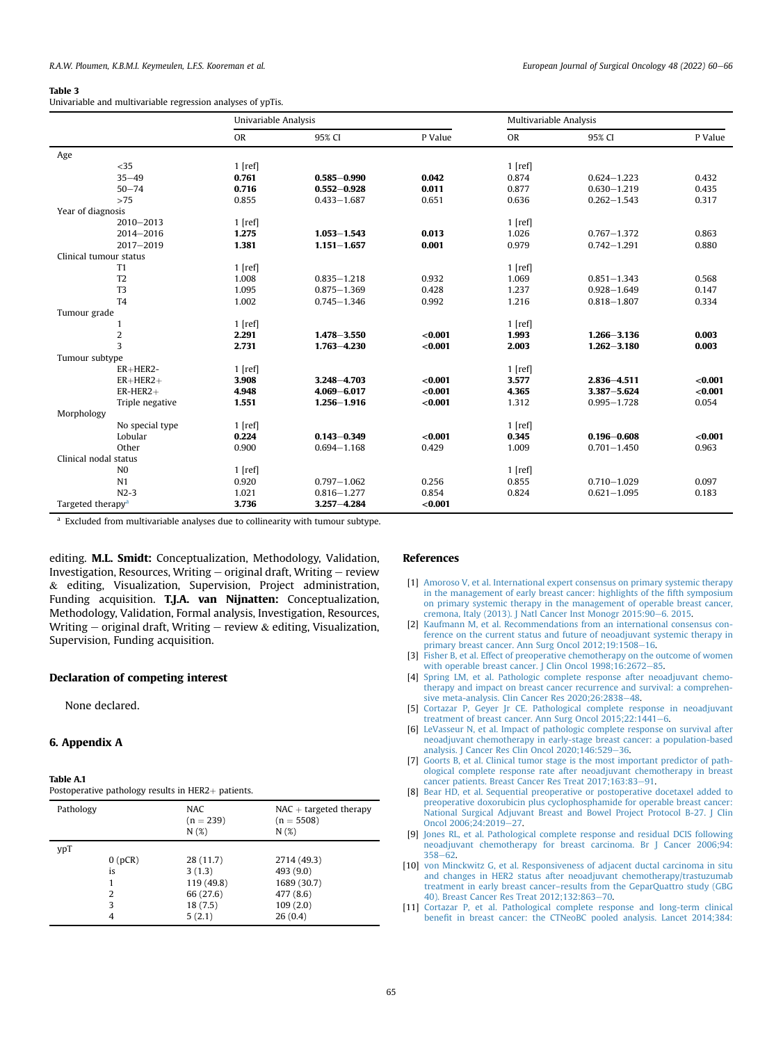**Table 3**
Univariable and multivariable regression analyses of ypTis.

| | Univariable Analysis | | | Multivariable Analysis | | |
|---|---|---|---|---|---|---|
| | OR | 95% CI | P Value | OR | 95% CI | P Value |
| Age | | | | | | |
| <35 | 1 [ref] | | | 1 [ref] | | |
| 35–49 | **0.761** | **0.585–0.990** | **0.042** | 0.874 | 0.624–1.223 | 0.432 |
| 50–74 | **0.716** | **0.552–0.928** | **0.011** | 0.877 | 0.630–1.219 | 0.435 |
| >75 | 0.855 | 0.433–1.687 | 0.651 | 0.636 | 0.262–1.543 | 0.317 |
| Year of diagnosis | | | | | | |
| 2010–2013 | 1 [ref] | | | 1 [ref] | | |
| 2014–2016 | **1.275** | **1.053–1.543** | **0.013** | 1.026 | 0.767–1.372 | 0.863 |
| 2017–2019 | **1.381** | **1.151–1.657** | **0.001** | 0.979 | 0.742–1.291 | 0.880 |
| Clinical tumour status | | | | | | |
| T1 | 1 [ref] | | | 1 [ref] | | |
| T2 | 1.008 | 0.835–1.218 | 0.932 | 1.069 | 0.851–1.343 | 0.568 |
| T3 | 1.095 | 0.875–1.369 | 0.428 | 1.237 | 0.928–1.649 | 0.147 |
| T4 | 1.002 | 0.745–1.346 | 0.992 | 1.216 | 0.818–1.807 | 0.334 |
| Tumour grade | | | | | | |
| 1 | 1 [ref] | | | 1 [ref] | | |
| 2 | **2.291** | **1.478–3.550** | **<0.001** | **1.993** | **1.266–3.136** | **0.003** |
| 3 | **2.731** | **1.763–4.230** | **<0.001** | **2.003** | **1.262–3.180** | **0.003** |
| Tumour subtype | | | | | | |
| ER+HER2- | 1 [ref] | | | 1 [ref] | | |
| ER+HER2+ | **3.908** | **3.248–4.703** | **<0.001** | **3.577** | **2.836–4.511** | **<0.001** |
| ER-HER2+ | **4.948** | **4.069–6.017** | **<0.001** | **4.365** | **3.387–5.624** | **<0.001** |
| Triple negative | **1.551** | **1.256–1.916** | **<0.001** | 1.312 | 0.995–1.728 | 0.054 |
| Morphology | | | | | | |
| No special type | 1 [ref] | | | 1 [ref] | | |
| Lobular | **0.224** | **0.143–0.349** | **<0.001** | **0.345** | **0.196–0.608** | **<0.001** |
| Other | 0.900 | 0.694–1.168 | 0.429 | 1.009 | 0.701–1.450 | 0.963 |
| Clinical nodal status | | | | | | |
| N0 | 1 [ref] | | | 1 [ref] | | |
| N1 | 0.920 | 0.797–1.062 | 0.256 | 0.855 | 0.710–1.029 | 0.097 |
| N2-3 | 1.021 | 0.816–1.277 | 0.854 | 0.824 | 0.621–1.095 | 0.183 |
| Targeted therapy[a] | **3.736** | **3.257–4.284** | **<0.001** | | | |

[a] Excluded from multivariable analyses due to collinearity with tumour subtype.

editing. **M.L. Smidt:** Conceptualization, Methodology, Validation, Investigation, Resources, Writing – original draft, Writing – review & editing, Visualization, Supervision, Project administration, Funding acquisition. **T.J.A. van Nijnatten:** Conceptualization, Methodology, Validation, Formal analysis, Investigation, Resources, Writing – original draft, Writing – review & editing, Visualization, Supervision, Funding acquisition.

## Declaration of competing interest

None declared.

## 6. Appendix A

**Table A.1**
Postoperative pathology results in HER2+ patients.

| Pathology | | NAC (n = 239) N (%) | NAC + targeted therapy (n = 5508) N (%) |
|---|---|---|---|
| ypT | | | |
| | 0 (pCR) | 28 (11.7) | 2714 (49.3) |
| | is | 3 (1.3) | 493 (9.0) |
| | 1 | 119 (49.8) | 1689 (30.7) |
| | 2 | 66 (27.6) | 477 (8.6) |
| | 3 | 18 (7.5) | 109 (2.0) |
| | 4 | 5 (2.1) | 26 (0.4) |

## References

[1] Amoroso V, et al. International expert consensus on primary systemic therapy in the management of early breast cancer: highlights of the fifth symposium on primary systemic therapy in the management of operable breast cancer, cremona, Italy (2013). J Natl Cancer Inst Monogr 2015:90–6. 2015.

[2] Kaufmann M, et al. Recommendations from an international consensus conference on the current status and future of neoadjuvant systemic therapy in primary breast cancer. Ann Surg Oncol 2012;19:1508–16.

[3] Fisher B, et al. Effect of preoperative chemotherapy on the outcome of women with operable breast cancer. J Clin Oncol 1998;16:2672–85.

[4] Spring LM, et al. Pathologic complete response after neoadjuvant chemotherapy and impact on breast cancer recurrence and survival: a comprehensive meta-analysis. Clin Cancer Res 2020;26:2838–48.

[5] Cortazar P, Geyer Jr CE. Pathological complete response in neoadjuvant treatment of breast cancer. Ann Surg Oncol 2015;22:1441–6.

[6] LeVasseur N, et al. Impact of pathologic complete response on survival after neoadjuvant chemotherapy in early-stage breast cancer: a population-based analysis. J Cancer Res Clin Oncol 2020;146:529–36.

[7] Goorts B, et al. Clinical tumor stage is the most important predictor of pathological complete response rate after neoadjuvant chemotherapy in breast cancer patients. Breast Cancer Res Treat 2017;163:83–91.

[8] Bear HD, et al. Sequential preoperative or postoperative docetaxel added to preoperative doxorubicin plus cyclophosphamide for operable breast cancer: National Surgical Adjuvant Breast and Bowel Project Protocol B-27. J Clin Oncol 2006;24:2019–27.

[9] Jones RL, et al. Pathological complete response and residual DCIS following neoadjuvant chemotherapy for breast carcinoma. Br J Cancer 2006;94:358–62.

[10] von Minckwitz G, et al. Responsiveness of adjacent ductal carcinoma in situ and changes in HER2 status after neoadjuvant chemotherapy/trastuzumab treatment in early breast cancer–results from the GeparQuattro study (GBG 40). Breast Cancer Res Treat 2012;132:863–70.

[11] Cortazar P, et al. Pathological complete response and long-term clinical benefit in breast cancer: the CTNeoBC pooled analysis. Lancet 2014;384: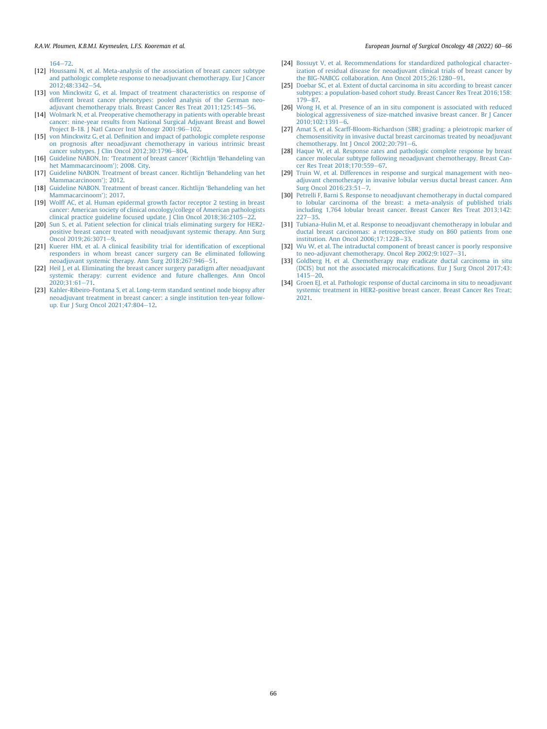164–72.

[12] Houssami N, et al. Meta-analysis of the association of breast cancer subtype and pathologic complete response to neoadjuvant chemotherapy. Eur J Cancer 2012;48:3342–54.

[13] von Minckwitz G, et al. Impact of treatment characteristics on response of different breast cancer phenotypes: pooled analysis of the German neo-adjuvant chemotherapy trials. Breast Cancer Res Treat 2011;125:145–56.

[14] Wolmark N, et al. Preoperative chemotherapy in patients with operable breast cancer: nine-year results from National Surgical Adjuvant Breast and Bowel Project B-18. J Natl Cancer Inst Monogr 2001:96–102.

[15] von Minckwitz G, et al. Definition and impact of pathologic complete response on prognosis after neoadjuvant chemotherapy in various intrinsic breast cancer subtypes. J Clin Oncol 2012;30:1796–804.

[16] Guideline NABON. In: 'Treatment of breast cancer' (Richtlijn 'Behandeling van het Mammacarcinoom'); 2008. City.

[17] Guideline NABON. Treatment of breast cancer. Richtlijn 'Behandeling van het Mammacarcinoom'); 2012.

[18] Guideline NABON. Treatment of breast cancer. Richtlijn 'Behandeling van het Mammacarcinoom'); 2017.

[19] Wolff AC, et al. Human epidermal growth factor receptor 2 testing in breast cancer: American society of clinical oncology/college of American pathologists clinical practice guideline focused update. J Clin Oncol 2018;36:2105–22.

[20] Sun S, et al. Patient selection for clinical trials eliminating surgery for HER2-positive breast cancer treated with neoadjuvant systemic therapy. Ann Surg Oncol 2019;26:3071–9.

[21] Kuerer HM, et al. A clinical feasibility trial for identification of exceptional responders in whom breast cancer surgery can Be eliminated following neoadjuvant systemic therapy. Ann Surg 2018;267:946–51.

[22] Heil J, et al. Eliminating the breast cancer surgery paradigm after neoadjuvant systemic therapy: current evidence and future challenges. Ann Oncol 2020;31:61–71.

[23] Kahler-Ribeiro-Fontana S, et al. Long-term standard sentinel node biopsy after neoadjuvant treatment in breast cancer: a single institution ten-year follow-up. Eur J Surg Oncol 2021;47:804–12.

[24] Bossuyt V, et al. Recommendations for standardized pathological characterization of residual disease for neoadjuvant clinical trials of breast cancer by the BIG-NABCG collaboration. Ann Oncol 2015;26:1280–91.

[25] Doebar SC, et al. Extent of ductal carcinoma in situ according to breast cancer subtypes: a population-based cohort study. Breast Cancer Res Treat 2016;158: 179–87.

[26] Wong H, et al. Presence of an in situ component is associated with reduced biological aggressiveness of size-matched invasive breast cancer. Br J Cancer 2010;102:1391–6.

[27] Amat S, et al. Scarff-Bloom-Richardson (SBR) grading: a pleiotropic marker of chemosensitivity in invasive ductal breast carcinomas treated by neoadjuvant chemotherapy. Int J Oncol 2002;20:791–6.

[28] Haque W, et al. Response rates and pathologic complete response by breast cancer molecular subtype following neoadjuvant chemotherapy. Breast Cancer Res Treat 2018;170:559–67.

[29] Truin W, et al. Differences in response and surgical management with neoadjuvant chemotherapy in invasive lobular versus ductal breast cancer. Ann Surg Oncol 2016;23:51–7.

[30] Petrelli F, Barni S. Response to neoadjuvant chemotherapy in ductal compared to lobular carcinoma of the breast: a meta-analysis of published trials including 1,764 lobular breast cancer. Breast Cancer Res Treat 2013;142: 227–35.

[31] Tubiana-Hulin M, et al. Response to neoadjuvant chemotherapy in lobular and ductal breast carcinomas: a retrospective study on 860 patients from one institution. Ann Oncol 2006;17:1228–33.

[32] Wu W, et al. The intraductal component of breast cancer is poorly responsive to neo-adjuvant chemotherapy. Oncol Rep 2002;9:1027–31.

[33] Goldberg H, et al. Chemotherapy may eradicate ductal carcinoma in situ (DCIS) but not the associated microcalcifications. Eur J Surg Oncol 2017;43: 1415–20.

[34] Groen EJ, et al. Pathologic response of ductal carcinoma in situ to neoadjuvant systemic treatment in HER2-positive breast cancer. Breast Cancer Res Treat; 2021.